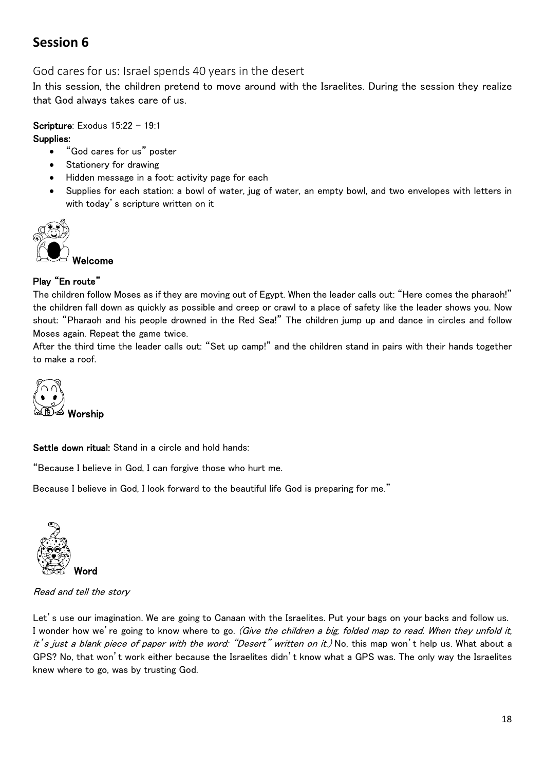# Session 6

## God cares for us: Israel spends 40 years in the desert

In this session, the children pretend to move around with the Israelites. During the session they realize that God always takes care of us.

**Scripture**: Exodus 15:22 – 19:1

**Supplies:**

- "God cares for us" poster
- Stationery for drawing
- Hidden message in a foot: activity page for each
- Supplies for each station: a bowl of water, jug of water, an empty bowl, and two envelopes with letters in with today's scripture written on it

### Welcome

**Play "En route"**

The children follow Moses as if they are moving out of Egypt. When the leader calls out: "Here comes the pharaoh!" the children fall down as quickly as possible and creep or crawl to a place of safety like the leader shows you. Now shout: "Pharaoh and his people drowned in the Red Sea!" The children jump up and dance in circles and follow Moses again. Repeat the game twice.

After the third time the leader calls out: "Set up camp!" and the children stand in pairs with their hands together to make a roof.

### Worship

**Settle down ritual:** Stand in a circle and hold hands:

"Because I believe in God, I can forgive those who hurt me.

Because I believe in God, I look forward to the beautiful life God is preparing for me."

### Word

*Read and tell the story*

Let's use our imagination. We are going to Canaan with the Israelites. Put your bags on your backs and follow us. I wonder how we're going to know where to go. *(Give the children a big, folded map to read. When they unfold it, it's just a blank piece of paper with the word: "Desert" written on it.)* No, this map won't help us. What about a GPS? No, that won't work either because the Israelites didn't know what a GPS was. The only way the Israelites knew where to go, was by trusting God.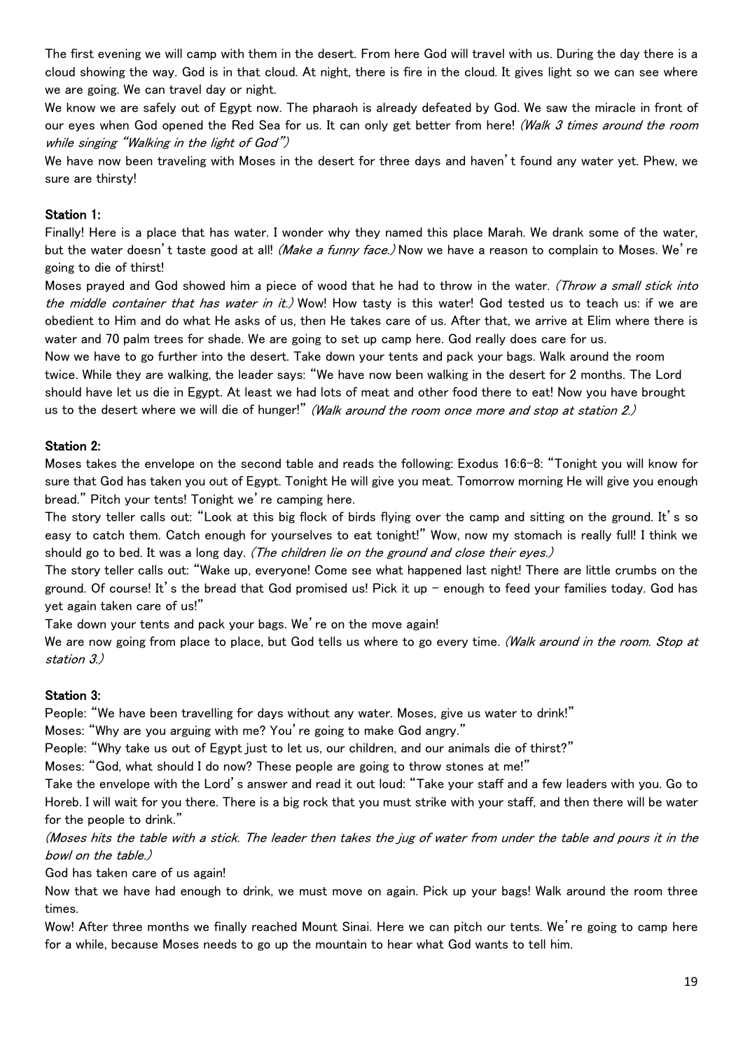The first evening we will camp with them in the desert. From here God will travel with us. During the day there is a cloud showing the way. God is in that cloud. At night, there is fire in the cloud. It gives light so we can see where we are going. We can travel day or night.

We know we are safely out of Egypt now. The pharaoh is already defeated by God. We saw the miracle in front of our eyes when God opened the Red Sea for us. It can only get better from here! *(Walk 3 times around the room while singing "Walking in the light of God")*

We have now been traveling with Moses in the desert for three days and haven't found any water yet. Phew, we sure are thirsty!

**Station 1:**

Finally! Here is a place that has water. I wonder why they named this place Marah. We drank some of the water, but the water doesn't taste good at all! *(Make a funny face.)* Now we have a reason to complain to Moses. We're going to die of thirst!

Moses prayed and God showed him a piece of wood that he had to throw in the water. *(Throw a small stick into the middle container that has water in it.)* Wow! How tasty is this water! God tested us to teach us: if we are obedient to Him and do what He asks of us, then He takes care of us. After that, we arrive at Elim where there is water and 70 palm trees for shade. We are going to set up camp here. God really does care for us.

Now we have to go further into the desert. Take down your tents and pack your bags. Walk around the room twice. While they are walking, the leader says: "We have now been walking in the desert for 2 months. The Lord should have let us die in Egypt. At least we had lots of meat and other food there to eat! Now you have brought us to the desert where we will die of hunger!" *(Walk around the room once more and stop at station 2.)*

**Station 2:**

Moses takes the envelope on the second table and reads the following: Exodus 16:6-8: "Tonight you will know for sure that God has taken you out of Egypt. Tonight He will give you meat. Tomorrow morning He will give you enough bread." Pitch your tents! Tonight we're camping here.

The story teller calls out: "Look at this big flock of birds flying over the camp and sitting on the ground. It's so easy to catch them. Catch enough for yourselves to eat tonight!" Wow, now my stomach is really full! I think we should go to bed. It was a long day. *(The children lie on the ground and close their eyes.)*

The story teller calls out: "Wake up, everyone! Come see what happened last night! There are little crumbs on the ground. Of course! It's the bread that God promised us! Pick it up – enough to feed your families today. God has yet again taken care of us!"

Take down your tents and pack your bags. We're on the move again!

We are now going from place to place, but God tells us where to go every time. *(Walk around in the room. Stop at station 3.)*

**Station 3:**

People: "We have been travelling for days without any water. Moses, give us water to drink!"

Moses: "Why are you arguing with me? You're going to make God angry."

People: "Why take us out of Egypt just to let us, our children, and our animals die of thirst?"

Moses: "God, what should I do now? These people are going to throw stones at me!"

Take the envelope with the Lord's answer and read it out loud: "Take your staff and a few leaders with you. Go to Horeb. I will wait for you there. There is a big rock that you must strike with your staff, and then there will be water for the people to drink."

*(Moses hits the table with a stick. The leader then takes the jug of water from under the table and pours it in the bowl on the table.)*

God has taken care of us again!

Now that we have had enough to drink, we must move on again. Pick up your bags! Walk around the room three times.

Wow! After three months we finally reached Mount Sinai. Here we can pitch our tents. We're going to camp here for a while, because Moses needs to go up the mountain to hear what God wants to tell him.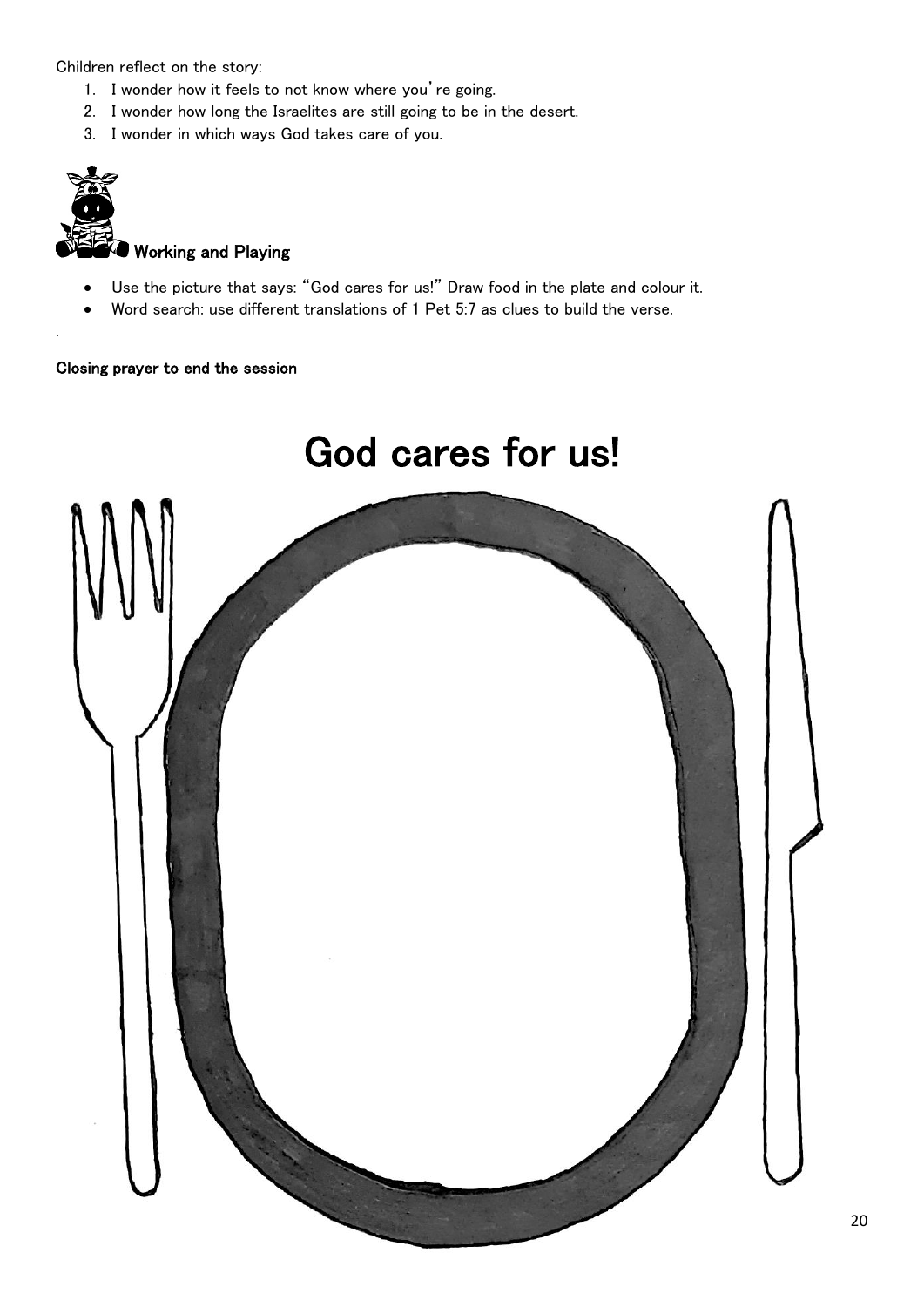Children reflect on the story:

1. I wonder how it feels to not know where you're going.
2. I wonder how long the Israelites are still going to be in the desert.
3. I wonder in which ways God takes care of you.

### Working and Playing

- Use the picture that says: "God cares for us!" Draw food in the plate and colour it.
- Word search: use different translations of 1 Pet 5:7 as clues to build the verse.

.

**Closing prayer to end the session**

# God cares for us!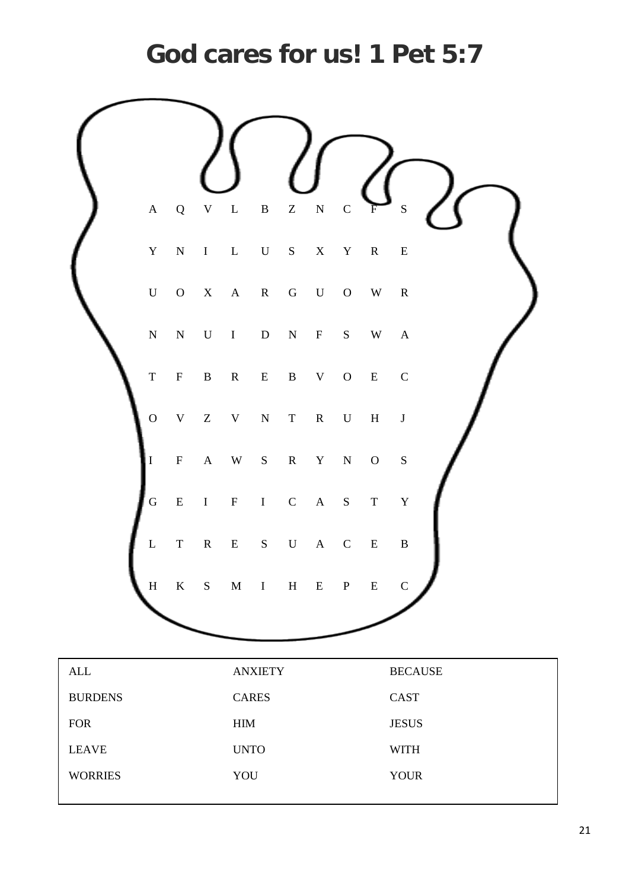# God cares for us! 1 Pet 5:7

| | | | | | | | | | |
|---|---|---|---|---|---|---|---|---|---|
| A | Q | V | L | B | Z | N | C | F | S |
| Y | N | I | L | U | S | X | Y | R | E |
| U | O | X | A | R | G | U | O | W | R |
| N | N | U | I | D | N | F | S | W | A |
| T | F | B | R | E | B | V | O | E | C |
| O | V | Z | V | N | T | R | U | H | J |
| I | F | A | W | S | R | Y | N | O | S |
| G | E | I | F | I | C | A | S | T | Y |
| L | T | R | E | S | U | A | C | E | B |
| H | K | S | M | I | H | E | P | E | C |

| | | |
|---|---|---|
| ALL | ANXIETY | BECAUSE |
| BURDENS | CARES | CAST |
| FOR | HIM | JESUS |
| LEAVE | UNTO | WITH |
| WORRIES | YOU | YOUR |